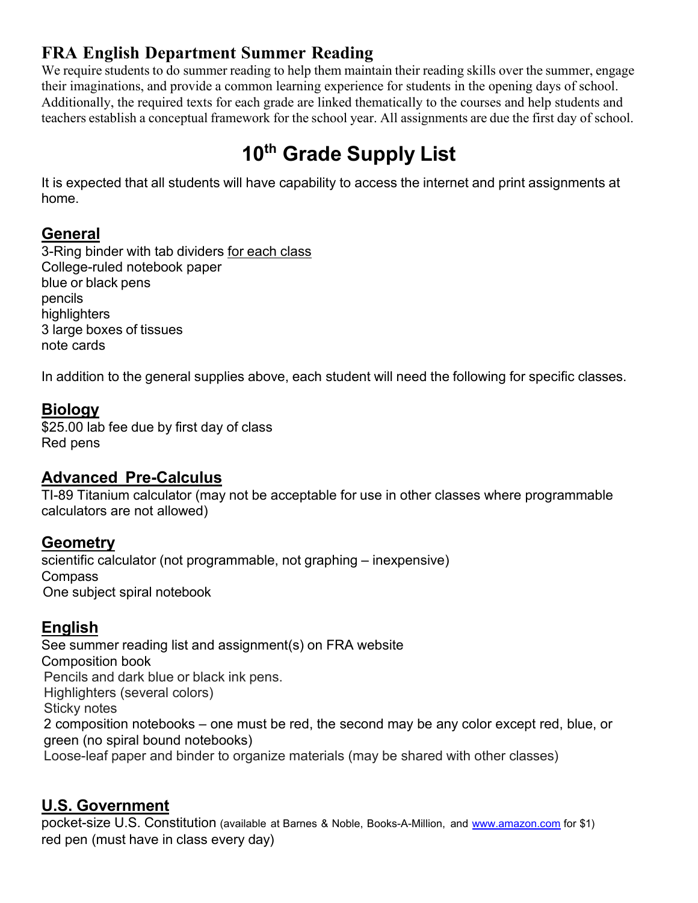## FRA English Department Summer Reading

We require students to do summer reading to help them maintain their reading skills over the summer, engage their imaginations, and provide a common learning experience for students in the opening days of school. Additionally, the required texts for each grade are linked thematically to the courses and help students and teachers establish a conceptual framework for the school year. All assignments are due the first day of school.

# 10th Grade Supply List

It is expected that all students will have capability to access the internet and print assignments at home.

### General

3-Ring binder with tab dividers for each class
College-ruled notebook paper
blue or black pens
pencils
highlighters
3 large boxes of tissues
note cards

In addition to the general supplies above, each student will need the following for specific classes.

### Biology

$25.00 lab fee due by first day of class
Red pens

### Advanced Pre-Calculus

TI-89 Titanium calculator (may not be acceptable for use in other classes where programmable calculators are not allowed)

### Geometry

scientific calculator (not programmable, not graphing – inexpensive)
Compass
One subject spiral notebook

### English

See summer reading list and assignment(s) on FRA website
Composition book
Pencils and dark blue or black ink pens.
Highlighters (several colors)
Sticky notes
2 composition notebooks – one must be red, the second may be any color except red, blue, or green (no spiral bound notebooks)
Loose-leaf paper and binder to organize materials (may be shared with other classes)

### U.S. Government

pocket-size U.S. Constitution (available at Barnes & Noble, Books-A-Million, and www.amazon.com for $1)
red pen (must have in class every day)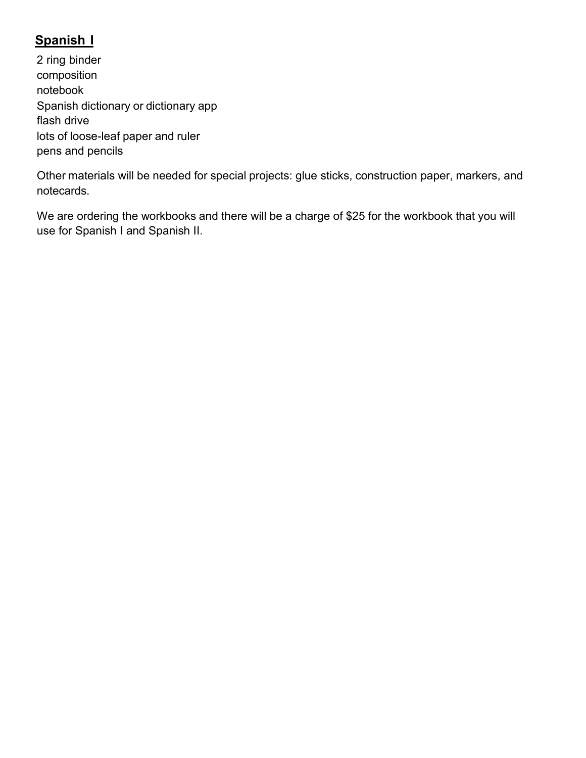## **Spanish I**

2 ring binder
composition
notebook
Spanish dictionary or dictionary app
flash drive
lots of loose-leaf paper and ruler
pens and pencils

Other materials will be needed for special projects: glue sticks, construction paper, markers, and notecards.

We are ordering the workbooks and there will be a charge of $25 for the workbook that you will use for Spanish I and Spanish II.